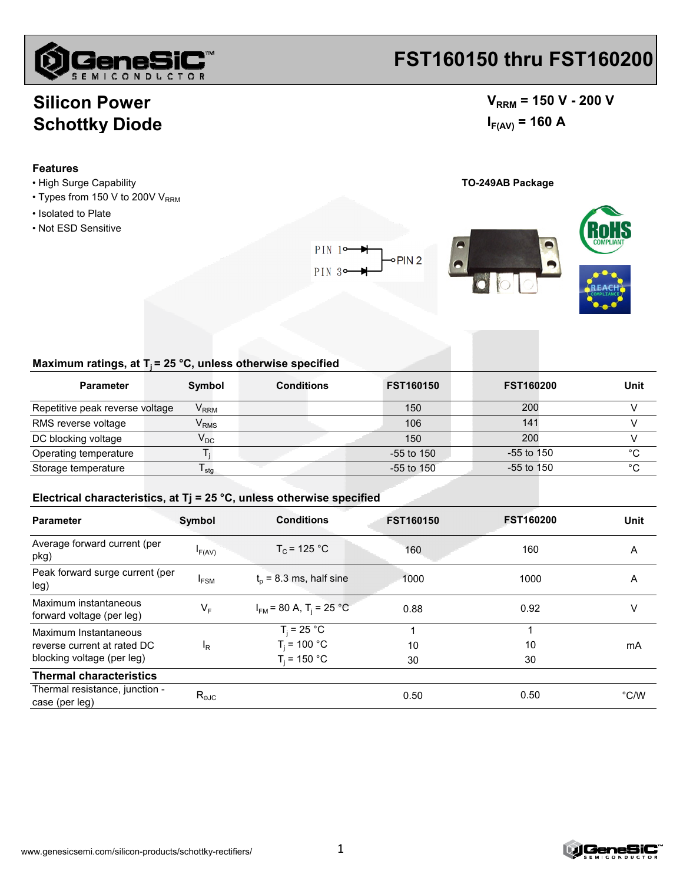# FST160150 thru FST160200

## Silicon Power Schottky Diode

$V_{RRM}$ = 150 V - 200 V

$I_{F(AV)}$ = 160 A

### Features

- High Surge Capability
- Types from 150 V to 200V $V_{RRM}$
- Isolated to Plate
- Not ESD Sensitive

TO-249AB Package

PIN 1, PIN 2, PIN 3

### Maximum ratings, at $T_j$ = 25 °C, unless otherwise specified

| Parameter | Symbol | Conditions | FST160150 | FST160200 | Unit |
|---|---|---|---|---|---|
| Repetitive peak reverse voltage | $V_{RRM}$ | | 150 | 200 | V |
| RMS reverse voltage | $V_{RMS}$ | | 106 | 141 | V |
| DC blocking voltage | $V_{DC}$ | | 150 | 200 | V |
| Operating temperature | $T_j$ | | -55 to 150 | -55 to 150 | °C |
| Storage temperature | $T_{stg}$ | | -55 to 150 | -55 to 150 | °C |

### Electrical characteristics, at Tj = 25 °C, unless otherwise specified

| Parameter | Symbol | Conditions | FST160150 | FST160200 | Unit |
|---|---|---|---|---|---|
| Average forward current (per pkg) | $I_{F(AV)}$ | $T_C$ = 125 °C | 160 | 160 | A |
| Peak forward surge current (per leg) | $I_{FSM}$ | $t_p$ = 8.3 ms, half sine | 1000 | 1000 | A |
| Maximum instantaneous forward voltage (per leg) | $V_F$ | $I_{FM}$ = 80 A, $T_j$ = 25 °C | 0.88 | 0.92 | V |
| Maximum Instantaneous reverse current at rated DC blocking voltage (per leg) | $I_R$ | $T_j$ = 25 °C<br>$T_j$ = 100 °C<br>$T_j$ = 150 °C | 1<br>10<br>30 | 1<br>10<br>30 | mA |
| **Thermal characteristics** | | | | | |
| Thermal resistance, junction - case (per leg) | $R_{\Theta JC}$ | | 0.50 | 0.50 | °C/W |

www.genesicsemi.com/silicon-products/schottky-rectifiers/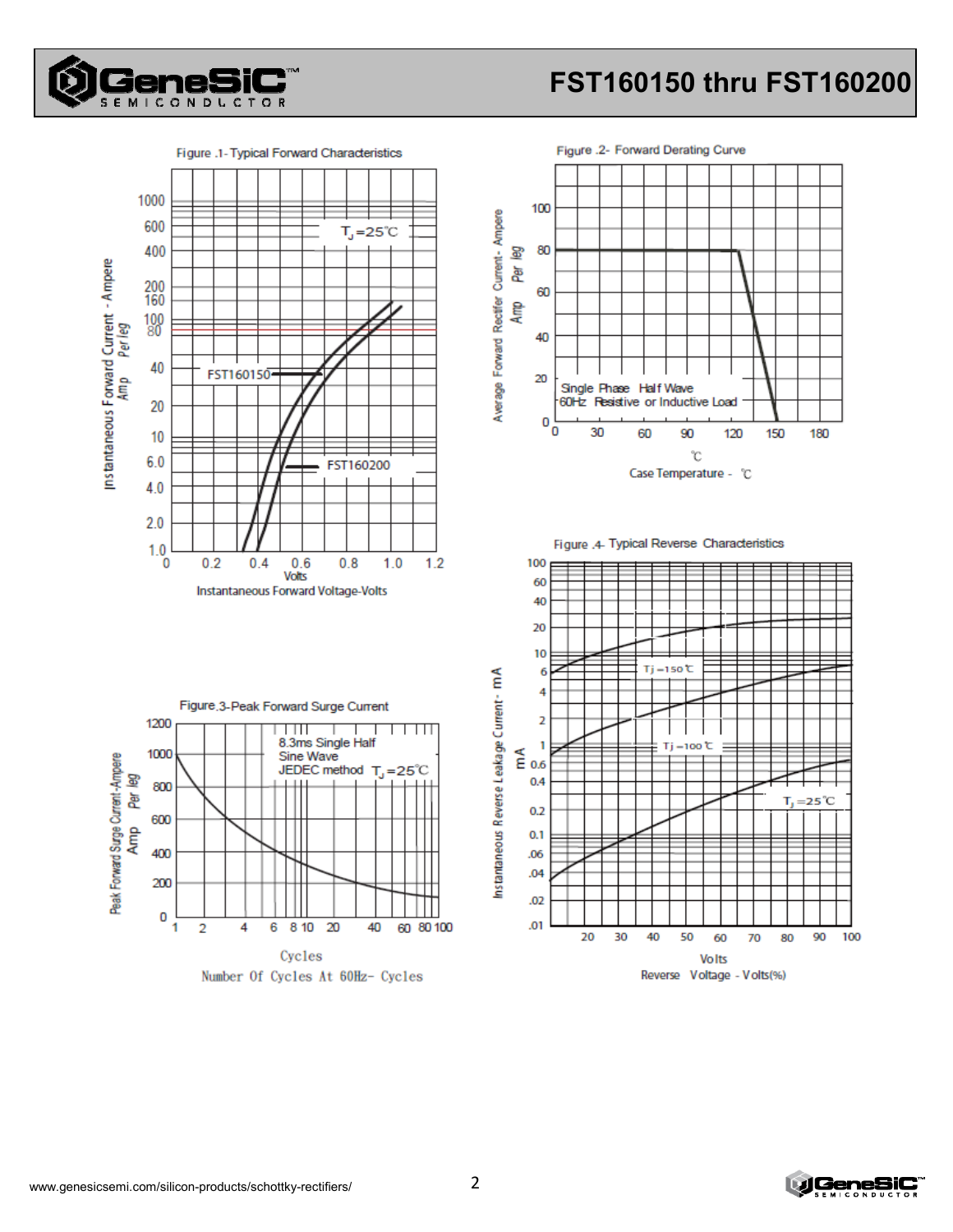Figure .1- Typical Forward Characteristics

$T_J = 25$℃

FST160150

FST160200

Instantaneous Forward Current - Ampere Amp Per leg

Volts

Instantaneous Forward Voltage-Volts

Figure .2- Forward Derating Curve

Single Phase Half Wave
60Hz Resistive or Inductive Load

Average Forward Rectifier Current - Ampere Amp Per leg

℃

Case Temperature - ℃

Figure.3-Peak Forward Surge Current

8.3ms Single Half
Sine Wave
JEDEC method $T_J = 25$℃

Peak Forward Surge Current -Ampere Amp Per leg

Cycles

Number Of Cycles At 60Hz- Cycles

Figure .4- Typical Reverse Characteristics

Tj =150℃

Tj =100℃

$T_J = 25$℃

Instantaneous Reverse Leakage Current - mA

mA

Volts

Reverse Voltage - Volts(%)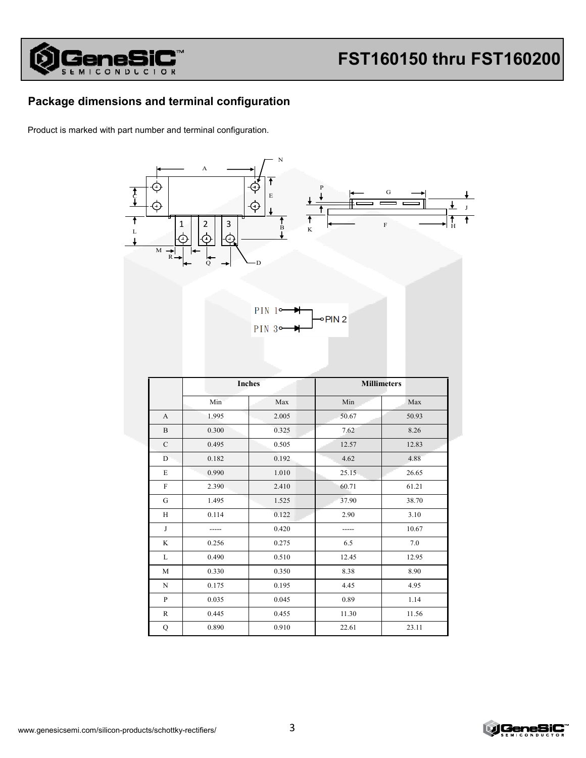## Package dimensions and terminal configuration

Product is marked with part number and terminal configuration.

A
N
C
E
P
G
J
1
2
3
L
B
K
F
H
M
R
Q
D

PIN 1
PIN 2
PIN 3

| | Inches | | Millimeters | |
|---|---|---|---|---|
| | Min | Max | Min | Max |
| A | 1.995 | 2.005 | 50.67 | 50.93 |
| B | 0.300 | 0.325 | 7.62 | 8.26 |
| C | 0.495 | 0.505 | 12.57 | 12.83 |
| D | 0.182 | 0.192 | 4.62 | 4.88 |
| E | 0.990 | 1.010 | 25.15 | 26.65 |
| F | 2.390 | 2.410 | 60.71 | 61.21 |
| G | 1.495 | 1.525 | 37.90 | 38.70 |
| H | 0.114 | 0.122 | 2.90 | 3.10 |
| J | ----- | 0.420 | ----- | 10.67 |
| K | 0.256 | 0.275 | 6.5 | 7.0 |
| L | 0.490 | 0.510 | 12.45 | 12.95 |
| M | 0.330 | 0.350 | 8.38 | 8.90 |
| N | 0.175 | 0.195 | 4.45 | 4.95 |
| P | 0.035 | 0.045 | 0.89 | 1.14 |
| R | 0.445 | 0.455 | 11.30 | 11.56 |
| Q | 0.890 | 0.910 | 22.61 | 23.11 |

www.genesicsemi.com/silicon-products/schottky-rectifiers/